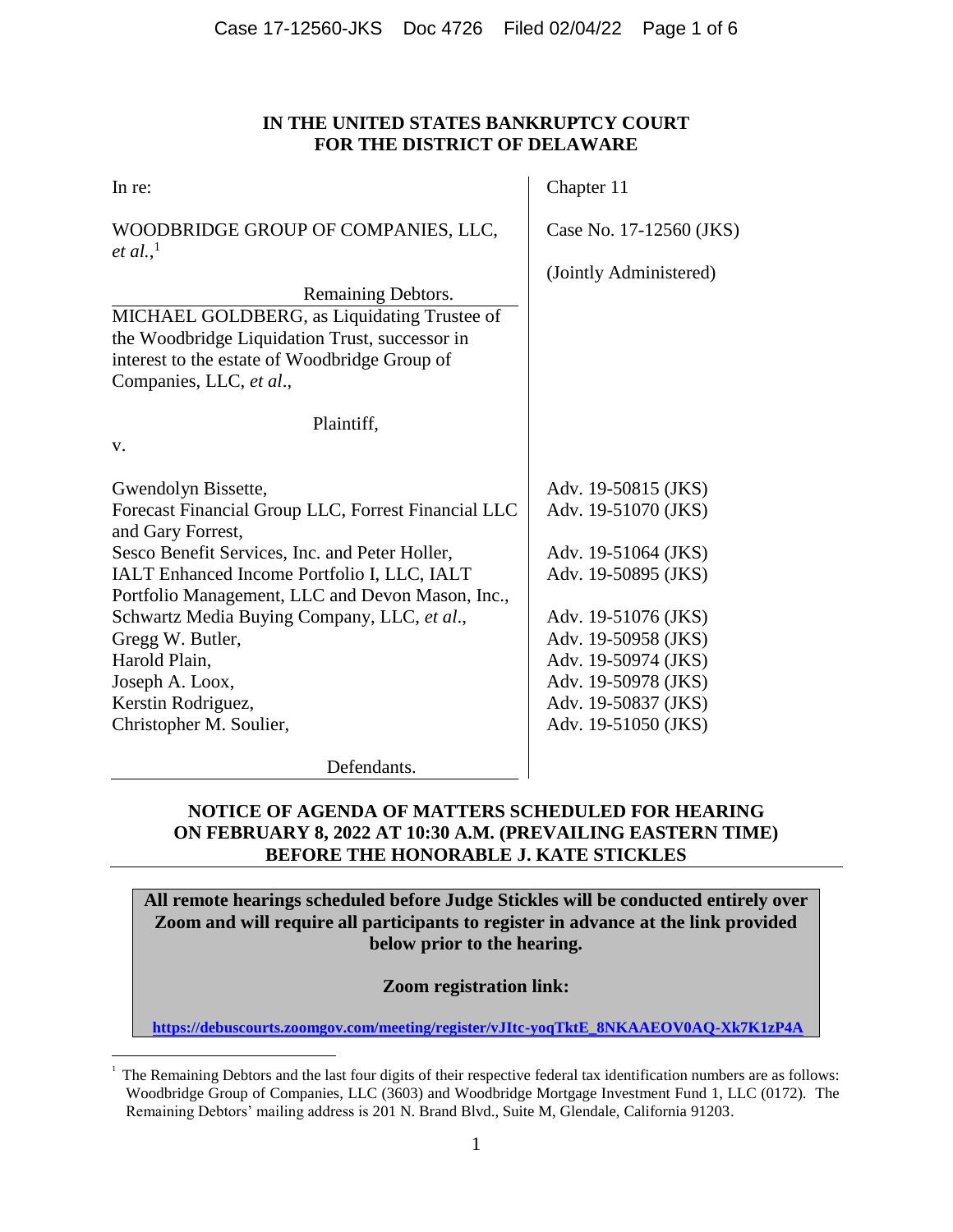**IN THE UNITED STATES BANKRUPTCY COURT**
**FOR THE DISTRICT OF DELAWARE**

| | |
|---|---|
| In re:<br><br>WOODBRIDGE GROUP OF COMPANIES, LLC, *et al.*,[1]<br><br>Remaining Debtors. | Chapter 11<br><br>Case No. 17-12560 (JKS)<br><br>(Jointly Administered) |
| MICHAEL GOLDBERG, as Liquidating Trustee of the Woodbridge Liquidation Trust, successor in interest to the estate of Woodbridge Group of Companies, LLC, *et al*.,<br><br>Plaintiff,<br><br>v. | |
| Gwendolyn Bissette, | Adv. 19-50815 (JKS) |
| Forecast Financial Group LLC, Forrest Financial LLC and Gary Forrest, | Adv. 19-51070 (JKS) |
| Sesco Benefit Services, Inc. and Peter Holler, | Adv. 19-51064 (JKS) |
| IALT Enhanced Income Portfolio I, LLC, IALT Portfolio Management, LLC and Devon Mason, Inc., | Adv. 19-50895 (JKS) |
| Schwartz Media Buying Company, LLC, *et al*., | Adv. 19-51076 (JKS) |
| Gregg W. Butler, | Adv. 19-50958 (JKS) |
| Harold Plain, | Adv. 19-50974 (JKS) |
| Joseph A. Loox, | Adv. 19-50978 (JKS) |
| Kerstin Rodriguez, | Adv. 19-50837 (JKS) |
| Christopher M. Soulier,<br><br>Defendants. | Adv. 19-51050 (JKS) |

**NOTICE OF AGENDA OF MATTERS SCHEDULED FOR HEARING ON FEBRUARY 8, 2022 AT 10:30 A.M. (PREVAILING EASTERN TIME) BEFORE THE HONORABLE J. KATE STICKLES**

**All remote hearings scheduled before Judge Stickles will be conducted entirely over Zoom and will require all participants to register in advance at the link provided below prior to the hearing.**

**Zoom registration link:**

**https://debuscourts.zoomgov.com/meeting/register/vJItc-yoqTktE_8NKAAEOV0AQ-Xk7K1zP4A**

---

[1] The Remaining Debtors and the last four digits of their respective federal tax identification numbers are as follows: Woodbridge Group of Companies, LLC (3603) and Woodbridge Mortgage Investment Fund 1, LLC (0172). The Remaining Debtors' mailing address is 201 N. Brand Blvd., Suite M, Glendale, California 91203.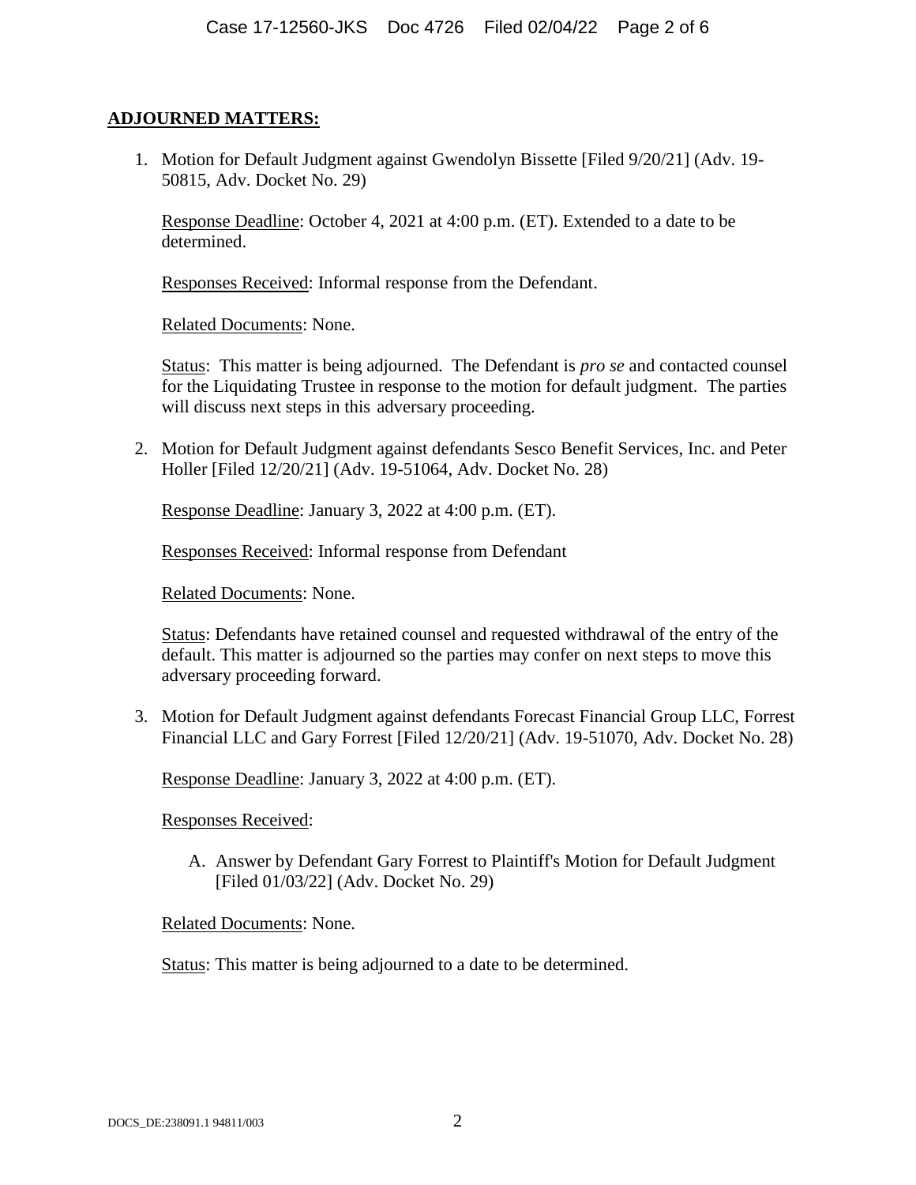**ADJOURNED MATTERS:**

1. Motion for Default Judgment against Gwendolyn Bissette [Filed 9/20/21] (Adv. 19-50815, Adv. Docket No. 29)

   Response Deadline: October 4, 2021 at 4:00 p.m. (ET). Extended to a date to be determined.

   Responses Received: Informal response from the Defendant.

   Related Documents: None.

   Status: This matter is being adjourned. The Defendant is *pro se* and contacted counsel for the Liquidating Trustee in response to the motion for default judgment. The parties will discuss next steps in this adversary proceeding.

2. Motion for Default Judgment against defendants Sesco Benefit Services, Inc. and Peter Holler [Filed 12/20/21] (Adv. 19-51064, Adv. Docket No. 28)

   Response Deadline: January 3, 2022 at 4:00 p.m. (ET).

   Responses Received: Informal response from Defendant

   Related Documents: None.

   Status: Defendants have retained counsel and requested withdrawal of the entry of the default. This matter is adjourned so the parties may confer on next steps to move this adversary proceeding forward.

3. Motion for Default Judgment against defendants Forecast Financial Group LLC, Forrest Financial LLC and Gary Forrest [Filed 12/20/21] (Adv. 19-51070, Adv. Docket No. 28)

   Response Deadline: January 3, 2022 at 4:00 p.m. (ET).

   Responses Received:

   A. Answer by Defendant Gary Forrest to Plaintiff's Motion for Default Judgment [Filed 01/03/22] (Adv. Docket No. 29)

   Related Documents: None.

   Status: This matter is being adjourned to a date to be determined.

DOCS_DE:238091.1 94811/003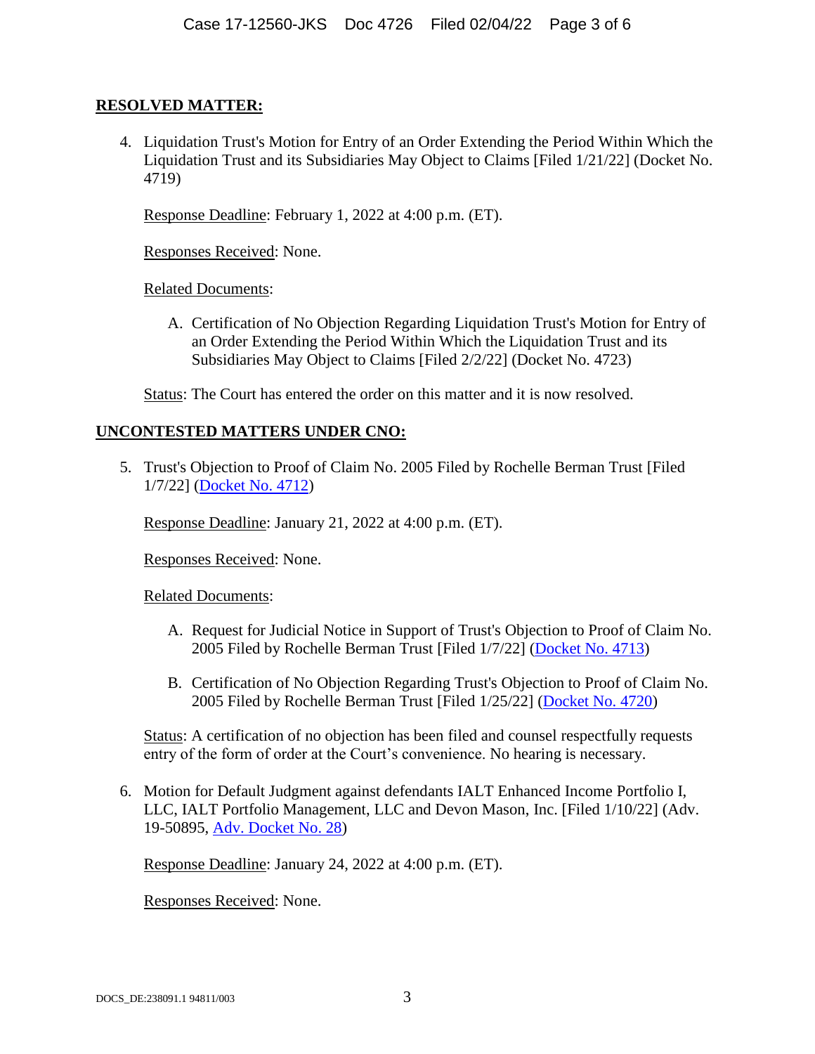**RESOLVED MATTER:**

4. Liquidation Trust's Motion for Entry of an Order Extending the Period Within Which the Liquidation Trust and its Subsidiaries May Object to Claims [Filed 1/21/22] (Docket No. 4719)

   Response Deadline: February 1, 2022 at 4:00 p.m. (ET).

   Responses Received: None.

   Related Documents:

   A. Certification of No Objection Regarding Liquidation Trust's Motion for Entry of an Order Extending the Period Within Which the Liquidation Trust and its Subsidiaries May Object to Claims [Filed 2/2/22] (Docket No. 4723)

   Status: The Court has entered the order on this matter and it is now resolved.

**UNCONTESTED MATTERS UNDER CNO:**

5. Trust's Objection to Proof of Claim No. 2005 Filed by Rochelle Berman Trust [Filed 1/7/22] (Docket No. 4712)

   Response Deadline: January 21, 2022 at 4:00 p.m. (ET).

   Responses Received: None.

   Related Documents:

   A. Request for Judicial Notice in Support of Trust's Objection to Proof of Claim No. 2005 Filed by Rochelle Berman Trust [Filed 1/7/22] (Docket No. 4713)

   B. Certification of No Objection Regarding Trust's Objection to Proof of Claim No. 2005 Filed by Rochelle Berman Trust [Filed 1/25/22] (Docket No. 4720)

   Status: A certification of no objection has been filed and counsel respectfully requests entry of the form of order at the Court's convenience. No hearing is necessary.

6. Motion for Default Judgment against defendants IALT Enhanced Income Portfolio I, LLC, IALT Portfolio Management, LLC and Devon Mason, Inc. [Filed 1/10/22] (Adv. 19-50895, Adv. Docket No. 28)

   Response Deadline: January 24, 2022 at 4:00 p.m. (ET).

   Responses Received: None.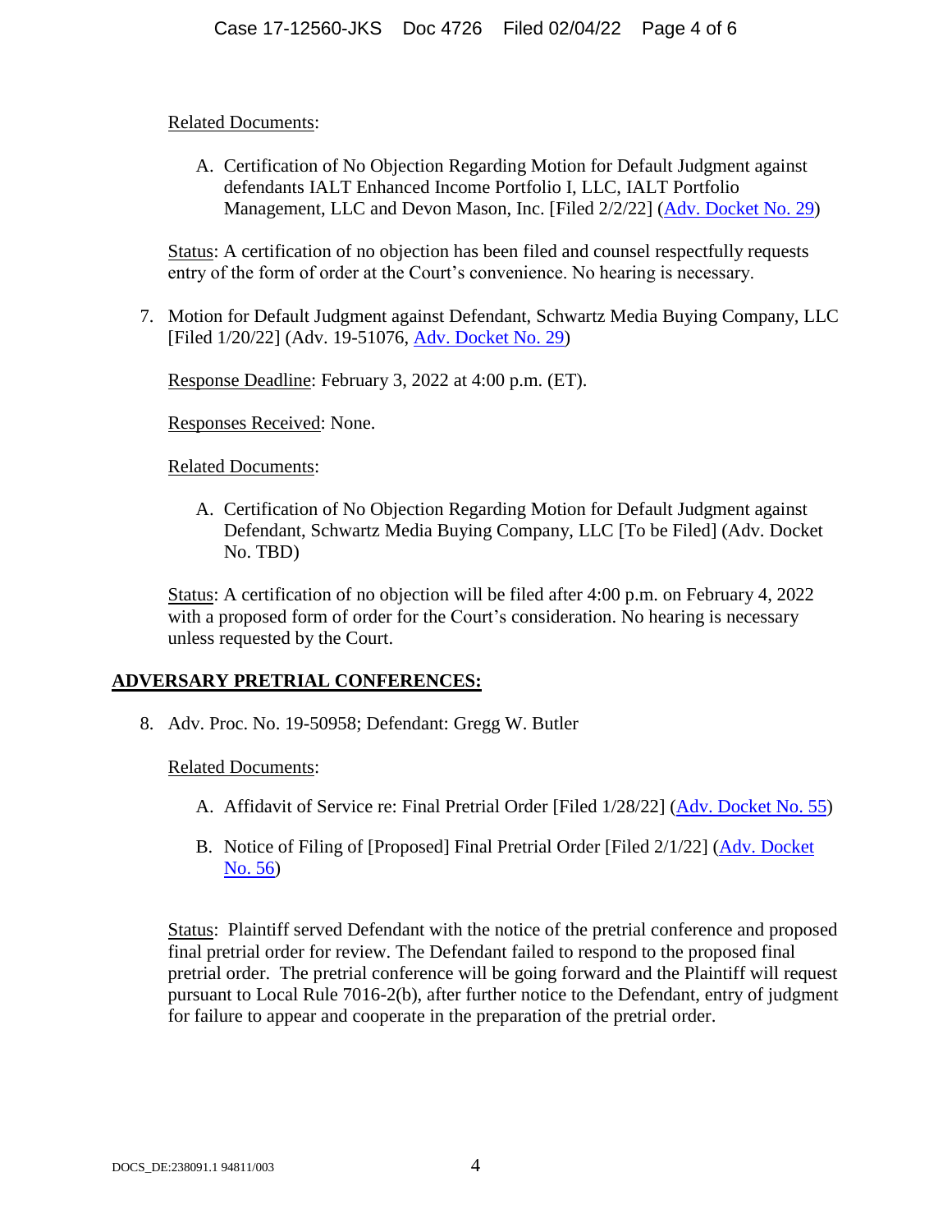Related Documents:

A. Certification of No Objection Regarding Motion for Default Judgment against defendants IALT Enhanced Income Portfolio I, LLC, IALT Portfolio Management, LLC and Devon Mason, Inc. [Filed 2/2/22] (Adv. Docket No. 29)

Status: A certification of no objection has been filed and counsel respectfully requests entry of the form of order at the Court's convenience. No hearing is necessary.

7. Motion for Default Judgment against Defendant, Schwartz Media Buying Company, LLC [Filed 1/20/22] (Adv. 19-51076, Adv. Docket No. 29)

   Response Deadline: February 3, 2022 at 4:00 p.m. (ET).

   Responses Received: None.

   Related Documents:

   A. Certification of No Objection Regarding Motion for Default Judgment against Defendant, Schwartz Media Buying Company, LLC [To be Filed] (Adv. Docket No. TBD)

   Status: A certification of no objection will be filed after 4:00 p.m. on February 4, 2022 with a proposed form of order for the Court's consideration. No hearing is necessary unless requested by the Court.

## ADVERSARY PRETRIAL CONFERENCES:

8. Adv. Proc. No. 19-50958; Defendant: Gregg W. Butler

   Related Documents:

   A. Affidavit of Service re: Final Pretrial Order [Filed 1/28/22] (Adv. Docket No. 55)

   B. Notice of Filing of [Proposed] Final Pretrial Order [Filed 2/1/22] (Adv. Docket No. 56)

   Status: Plaintiff served Defendant with the notice of the pretrial conference and proposed final pretrial order for review. The Defendant failed to respond to the proposed final pretrial order. The pretrial conference will be going forward and the Plaintiff will request pursuant to Local Rule 7016-2(b), after further notice to the Defendant, entry of judgment for failure to appear and cooperate in the preparation of the pretrial order.

DOCS_DE:238091.1 94811/003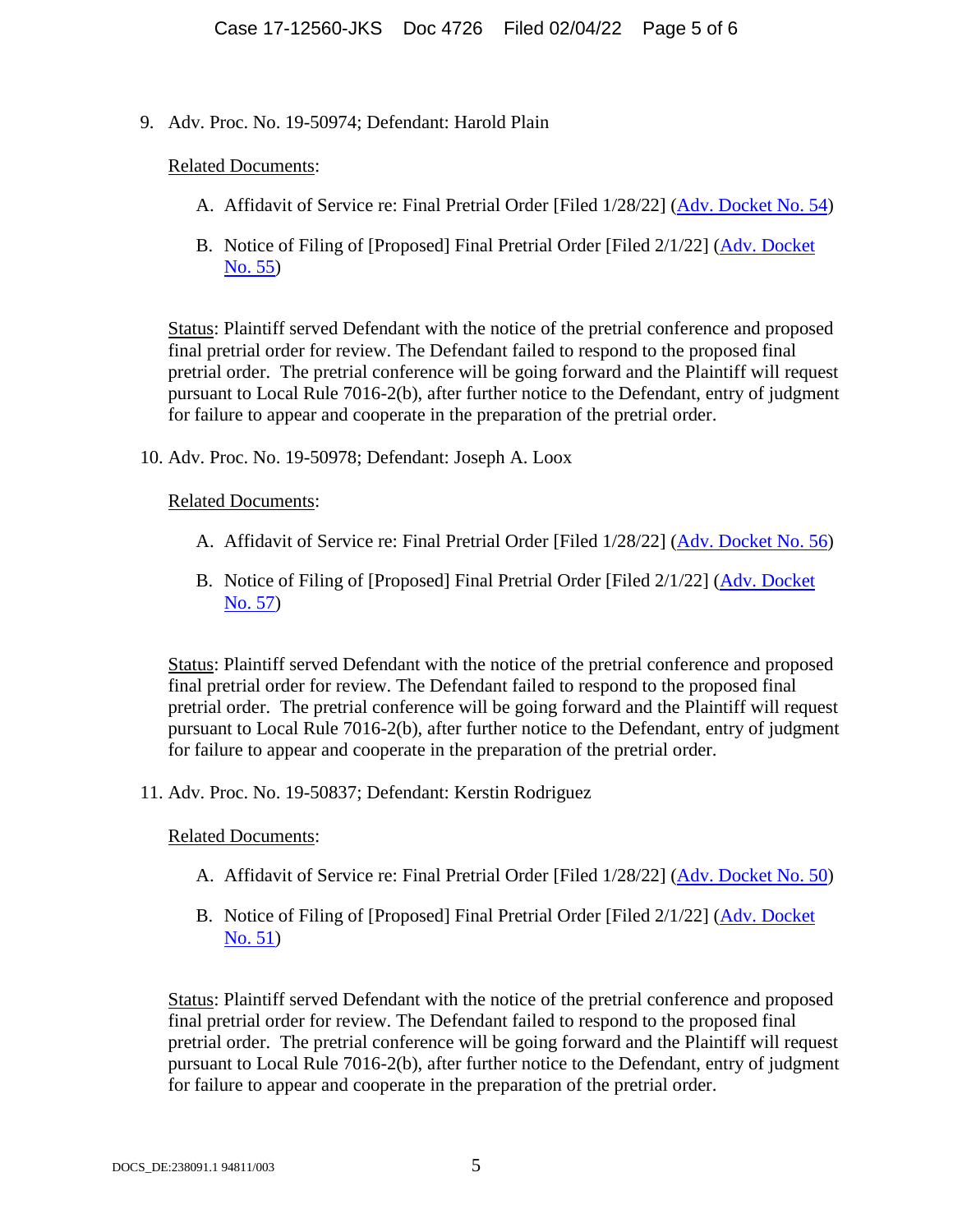9. Adv. Proc. No. 19-50974; Defendant: Harold Plain

   Related Documents:

   A. Affidavit of Service re: Final Pretrial Order [Filed 1/28/22] (Adv. Docket No. 54)

   B. Notice of Filing of [Proposed] Final Pretrial Order [Filed 2/1/22] (Adv. Docket No. 55)

   Status: Plaintiff served Defendant with the notice of the pretrial conference and proposed final pretrial order for review. The Defendant failed to respond to the proposed final pretrial order. The pretrial conference will be going forward and the Plaintiff will request pursuant to Local Rule 7016-2(b), after further notice to the Defendant, entry of judgment for failure to appear and cooperate in the preparation of the pretrial order.

10. Adv. Proc. No. 19-50978; Defendant: Joseph A. Loox

    Related Documents:

    A. Affidavit of Service re: Final Pretrial Order [Filed 1/28/22] (Adv. Docket No. 56)

    B. Notice of Filing of [Proposed] Final Pretrial Order [Filed 2/1/22] (Adv. Docket No. 57)

    Status: Plaintiff served Defendant with the notice of the pretrial conference and proposed final pretrial order for review. The Defendant failed to respond to the proposed final pretrial order. The pretrial conference will be going forward and the Plaintiff will request pursuant to Local Rule 7016-2(b), after further notice to the Defendant, entry of judgment for failure to appear and cooperate in the preparation of the pretrial order.

11. Adv. Proc. No. 19-50837; Defendant: Kerstin Rodriguez

    Related Documents:

    A. Affidavit of Service re: Final Pretrial Order [Filed 1/28/22] (Adv. Docket No. 50)

    B. Notice of Filing of [Proposed] Final Pretrial Order [Filed 2/1/22] (Adv. Docket No. 51)

    Status: Plaintiff served Defendant with the notice of the pretrial conference and proposed final pretrial order for review. The Defendant failed to respond to the proposed final pretrial order. The pretrial conference will be going forward and the Plaintiff will request pursuant to Local Rule 7016-2(b), after further notice to the Defendant, entry of judgment for failure to appear and cooperate in the preparation of the pretrial order.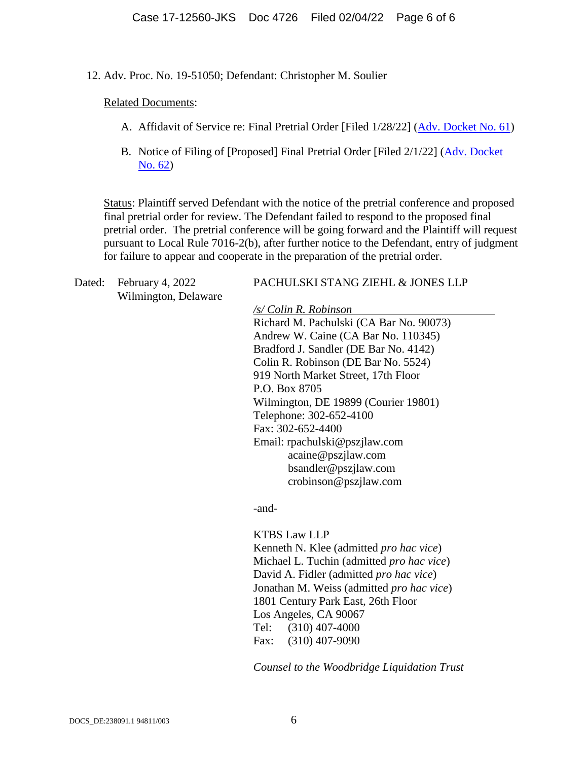12. Adv. Proc. No. 19-51050; Defendant: Christopher M. Soulier

Related Documents:

A. Affidavit of Service re: Final Pretrial Order [Filed 1/28/22] (Adv. Docket No. 61)

B. Notice of Filing of [Proposed] Final Pretrial Order [Filed 2/1/22] (Adv. Docket No. 62)

Status: Plaintiff served Defendant with the notice of the pretrial conference and proposed final pretrial order for review. The Defendant failed to respond to the proposed final pretrial order. The pretrial conference will be going forward and the Plaintiff will request pursuant to Local Rule 7016-2(b), after further notice to the Defendant, entry of judgment for failure to appear and cooperate in the preparation of the pretrial order.

Dated: February 4, 2022
Wilmington, Delaware

PACHULSKI STANG ZIEHL & JONES LLP

*/s/ Colin R. Robinson*
Richard M. Pachulski (CA Bar No. 90073)
Andrew W. Caine (CA Bar No. 110345)
Bradford J. Sandler (DE Bar No. 4142)
Colin R. Robinson (DE Bar No. 5524)
919 North Market Street, 17th Floor
P.O. Box 8705
Wilmington, DE 19899 (Courier 19801)
Telephone: 302-652-4100
Fax: 302-652-4400
Email: rpachulski@pszjlaw.com
acaine@pszjlaw.com
bsandler@pszjlaw.com
crobinson@pszjlaw.com

-and-

KTBS Law LLP
Kenneth N. Klee (admitted *pro hac vice*)
Michael L. Tuchin (admitted *pro hac vice*)
David A. Fidler (admitted *pro hac vice*)
Jonathan M. Weiss (admitted *pro hac vice*)
1801 Century Park East, 26th Floor
Los Angeles, CA 90067
Tel: (310) 407-4000
Fax: (310) 407-9090

*Counsel to the Woodbridge Liquidation Trust*

DOCS_DE:238091.1 94811/003